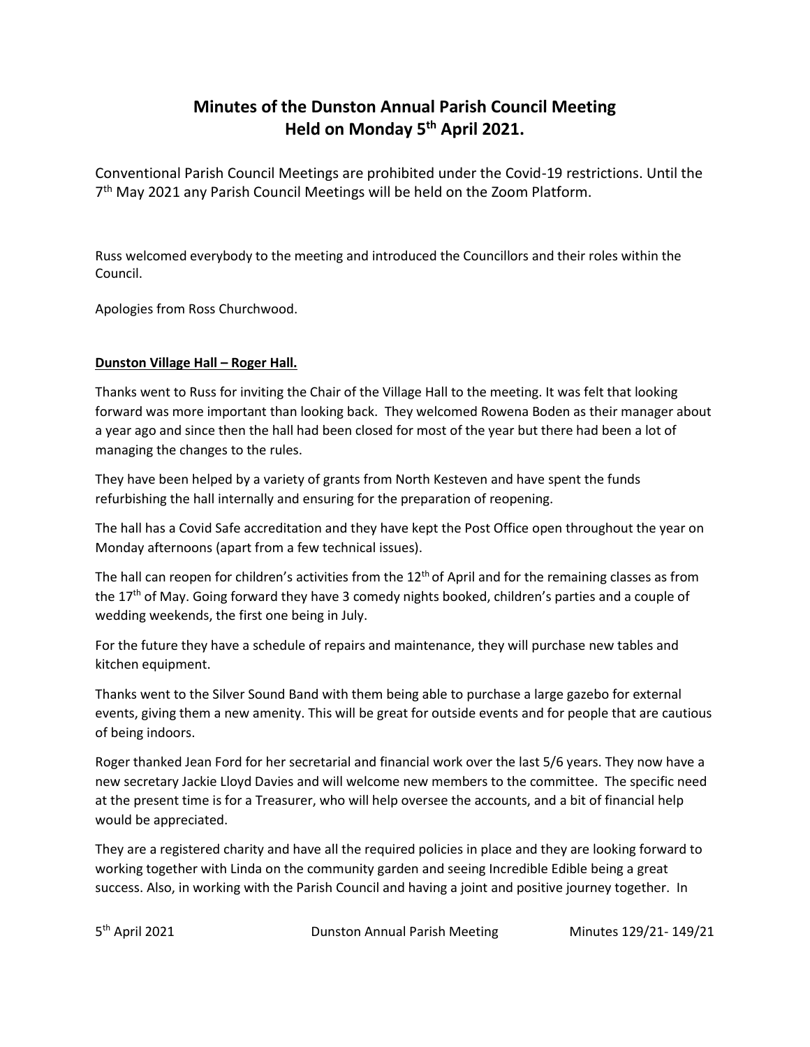# Minutes of the Dunston Annual Parish Council Meeting Held on Monday 5th April 2021.

Conventional Parish Council Meetings are prohibited under the Covid-19 restrictions. Until the 7th May 2021 any Parish Council Meetings will be held on the Zoom Platform.

Russ welcomed everybody to the meeting and introduced the Councillors and their roles within the Council.

Apologies from Ross Churchwood.

**Dunston Village Hall – Roger Hall.**

Thanks went to Russ for inviting the Chair of the Village Hall to the meeting. It was felt that looking forward was more important than looking back. They welcomed Rowena Boden as their manager about a year ago and since then the hall had been closed for most of the year but there had been a lot of managing the changes to the rules.

They have been helped by a variety of grants from North Kesteven and have spent the funds refurbishing the hall internally and ensuring for the preparation of reopening.

The hall has a Covid Safe accreditation and they have kept the Post Office open throughout the year on Monday afternoons (apart from a few technical issues).

The hall can reopen for children's activities from the 12th of April and for the remaining classes as from the 17th of May. Going forward they have 3 comedy nights booked, children's parties and a couple of wedding weekends, the first one being in July.

For the future they have a schedule of repairs and maintenance, they will purchase new tables and kitchen equipment.

Thanks went to the Silver Sound Band with them being able to purchase a large gazebo for external events, giving them a new amenity. This will be great for outside events and for people that are cautious of being indoors.

Roger thanked Jean Ford for her secretarial and financial work over the last 5/6 years. They now have a new secretary Jackie Lloyd Davies and will welcome new members to the committee. The specific need at the present time is for a Treasurer, who will help oversee the accounts, and a bit of financial help would be appreciated.

They are a registered charity and have all the required policies in place and they are looking forward to working together with Linda on the community garden and seeing Incredible Edible being a great success. Also, in working with the Parish Council and having a joint and positive journey together. In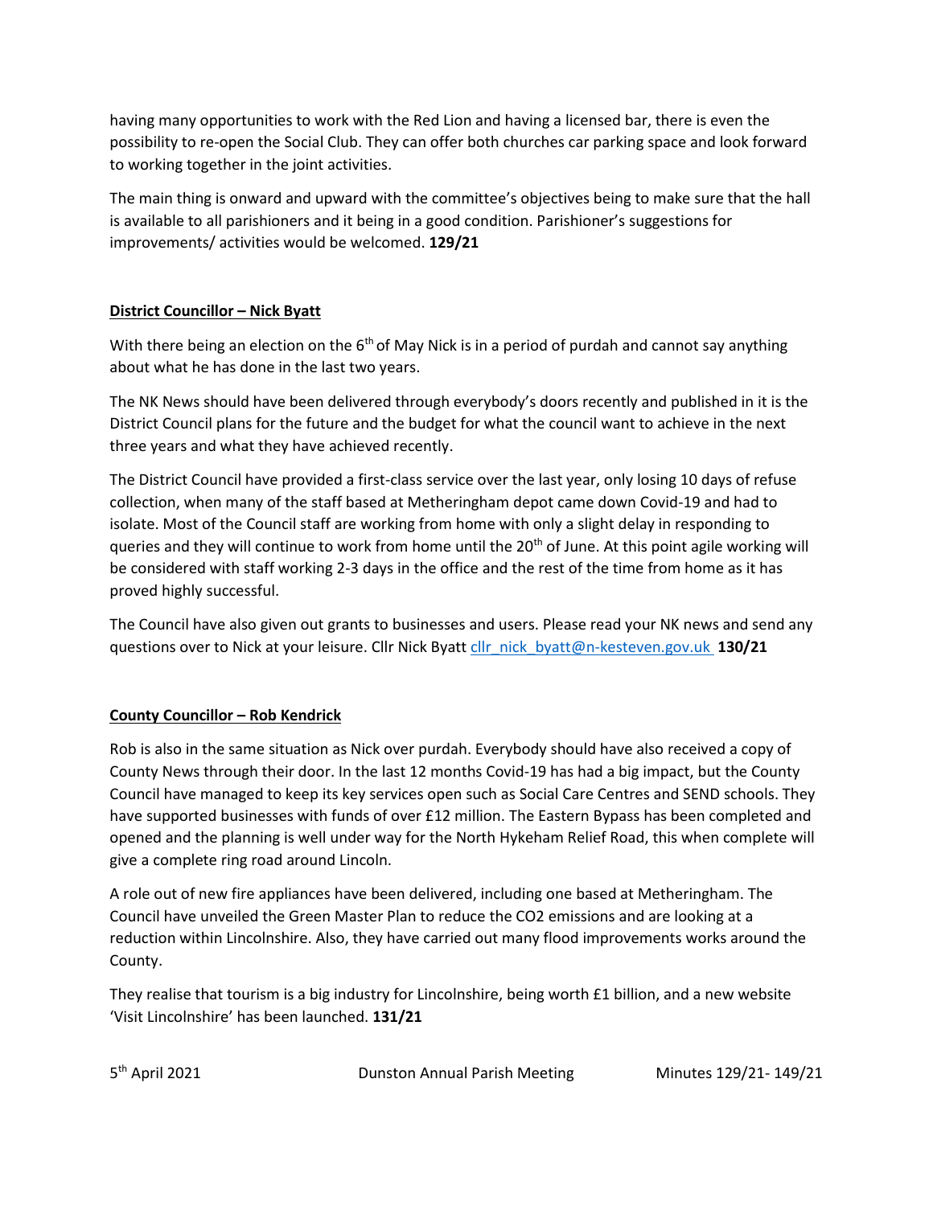having many opportunities to work with the Red Lion and having a licensed bar, there is even the possibility to re-open the Social Club. They can offer both churches car parking space and look forward to working together in the joint activities.

The main thing is onward and upward with the committee's objectives being to make sure that the hall is available to all parishioners and it being in a good condition. Parishioner's suggestions for improvements/ activities would be welcomed. **129/21**

**District Councillor – Nick Byatt**

With there being an election on the 6th of May Nick is in a period of purdah and cannot say anything about what he has done in the last two years.

The NK News should have been delivered through everybody's doors recently and published in it is the District Council plans for the future and the budget for what the council want to achieve in the next three years and what they have achieved recently.

The District Council have provided a first-class service over the last year, only losing 10 days of refuse collection, when many of the staff based at Metheringham depot came down Covid-19 and had to isolate. Most of the Council staff are working from home with only a slight delay in responding to queries and they will continue to work from home until the 20th of June. At this point agile working will be considered with staff working 2-3 days in the office and the rest of the time from home as it has proved highly successful.

The Council have also given out grants to businesses and users. Please read your NK news and send any questions over to Nick at your leisure. Cllr Nick Byatt cllr_nick_byatt@n-kesteven.gov.uk **130/21**

**County Councillor – Rob Kendrick**

Rob is also in the same situation as Nick over purdah. Everybody should have also received a copy of County News through their door. In the last 12 months Covid-19 has had a big impact, but the County Council have managed to keep its key services open such as Social Care Centres and SEND schools. They have supported businesses with funds of over £12 million. The Eastern Bypass has been completed and opened and the planning is well under way for the North Hykeham Relief Road, this when complete will give a complete ring road around Lincoln.

A role out of new fire appliances have been delivered, including one based at Metheringham. The Council have unveiled the Green Master Plan to reduce the CO2 emissions and are looking at a reduction within Lincolnshire. Also, they have carried out many flood improvements works around the County.

They realise that tourism is a big industry for Lincolnshire, being worth £1 billion, and a new website 'Visit Lincolnshire' has been launched. **131/21**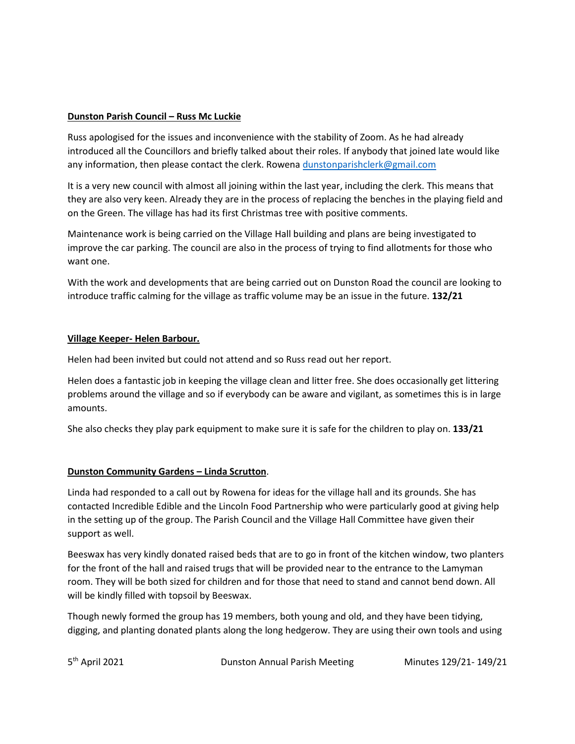**Dunston Parish Council – Russ Mc Luckie**

Russ apologised for the issues and inconvenience with the stability of Zoom. As he had already introduced all the Councillors and briefly talked about their roles. If anybody that joined late would like any information, then please contact the clerk. Rowena [dunstonparishclerk@gmail.com](mailto:dunstonparishclerk@gmail.com)

It is a very new council with almost all joining within the last year, including the clerk. This means that they are also very keen. Already they are in the process of replacing the benches in the playing field and on the Green. The village has had its first Christmas tree with positive comments.

Maintenance work is being carried on the Village Hall building and plans are being investigated to improve the car parking. The council are also in the process of trying to find allotments for those who want one.

With the work and developments that are being carried out on Dunston Road the council are looking to introduce traffic calming for the village as traffic volume may be an issue in the future. **132/21**

**Village Keeper- Helen Barbour.**

Helen had been invited but could not attend and so Russ read out her report.

Helen does a fantastic job in keeping the village clean and litter free. She does occasionally get littering problems around the village and so if everybody can be aware and vigilant, as sometimes this is in large amounts.

She also checks they play park equipment to make sure it is safe for the children to play on. **133/21**

**Dunston Community Gardens – Linda Scrutton**.

Linda had responded to a call out by Rowena for ideas for the village hall and its grounds. She has contacted Incredible Edible and the Lincoln Food Partnership who were particularly good at giving help in the setting up of the group. The Parish Council and the Village Hall Committee have given their support as well.

Beeswax has very kindly donated raised beds that are to go in front of the kitchen window, two planters for the front of the hall and raised trugs that will be provided near to the entrance to the Lamyman room. They will be both sized for children and for those that need to stand and cannot bend down. All will be kindly filled with topsoil by Beeswax.

Though newly formed the group has 19 members, both young and old, and they have been tidying, digging, and planting donated plants along the long hedgerow. They are using their own tools and using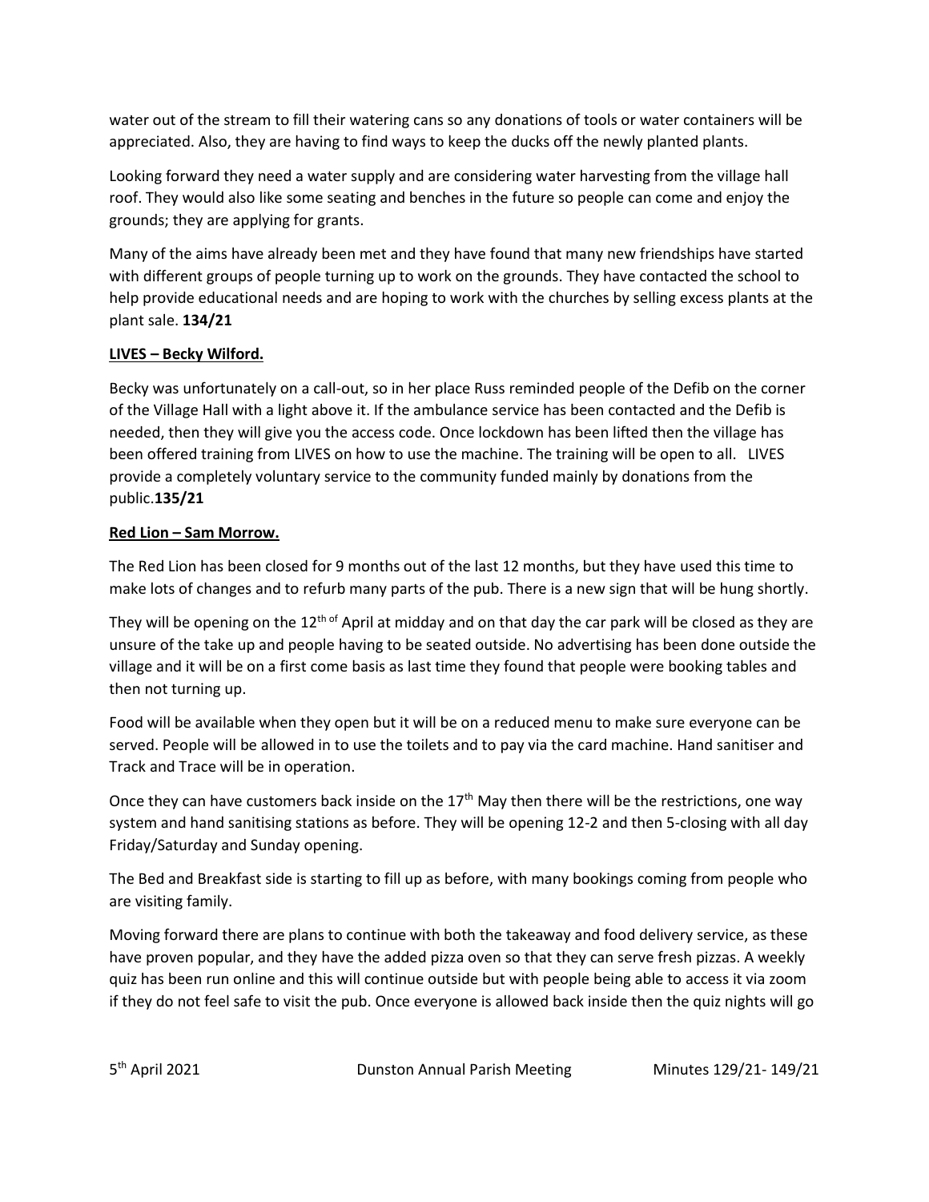water out of the stream to fill their watering cans so any donations of tools or water containers will be appreciated. Also, they are having to find ways to keep the ducks off the newly planted plants.

Looking forward they need a water supply and are considering water harvesting from the village hall roof. They would also like some seating and benches in the future so people can come and enjoy the grounds; they are applying for grants.

Many of the aims have already been met and they have found that many new friendships have started with different groups of people turning up to work on the grounds. They have contacted the school to help provide educational needs and are hoping to work with the churches by selling excess plants at the plant sale. **134/21**

**LIVES – Becky Wilford.**

Becky was unfortunately on a call-out, so in her place Russ reminded people of the Defib on the corner of the Village Hall with a light above it. If the ambulance service has been contacted and the Defib is needed, then they will give you the access code. Once lockdown has been lifted then the village has been offered training from LIVES on how to use the machine. The training will be open to all. LIVES provide a completely voluntary service to the community funded mainly by donations from the public.**135/21**

**Red Lion – Sam Morrow.**

The Red Lion has been closed for 9 months out of the last 12 months, but they have used this time to make lots of changes and to refurb many parts of the pub. There is a new sign that will be hung shortly.

They will be opening on the 12th of April at midday and on that day the car park will be closed as they are unsure of the take up and people having to be seated outside. No advertising has been done outside the village and it will be on a first come basis as last time they found that people were booking tables and then not turning up.

Food will be available when they open but it will be on a reduced menu to make sure everyone can be served. People will be allowed in to use the toilets and to pay via the card machine. Hand sanitiser and Track and Trace will be in operation.

Once they can have customers back inside on the 17th May then there will be the restrictions, one way system and hand sanitising stations as before. They will be opening 12-2 and then 5-closing with all day Friday/Saturday and Sunday opening.

The Bed and Breakfast side is starting to fill up as before, with many bookings coming from people who are visiting family.

Moving forward there are plans to continue with both the takeaway and food delivery service, as these have proven popular, and they have the added pizza oven so that they can serve fresh pizzas. A weekly quiz has been run online and this will continue outside but with people being able to access it via zoom if they do not feel safe to visit the pub. Once everyone is allowed back inside then the quiz nights will go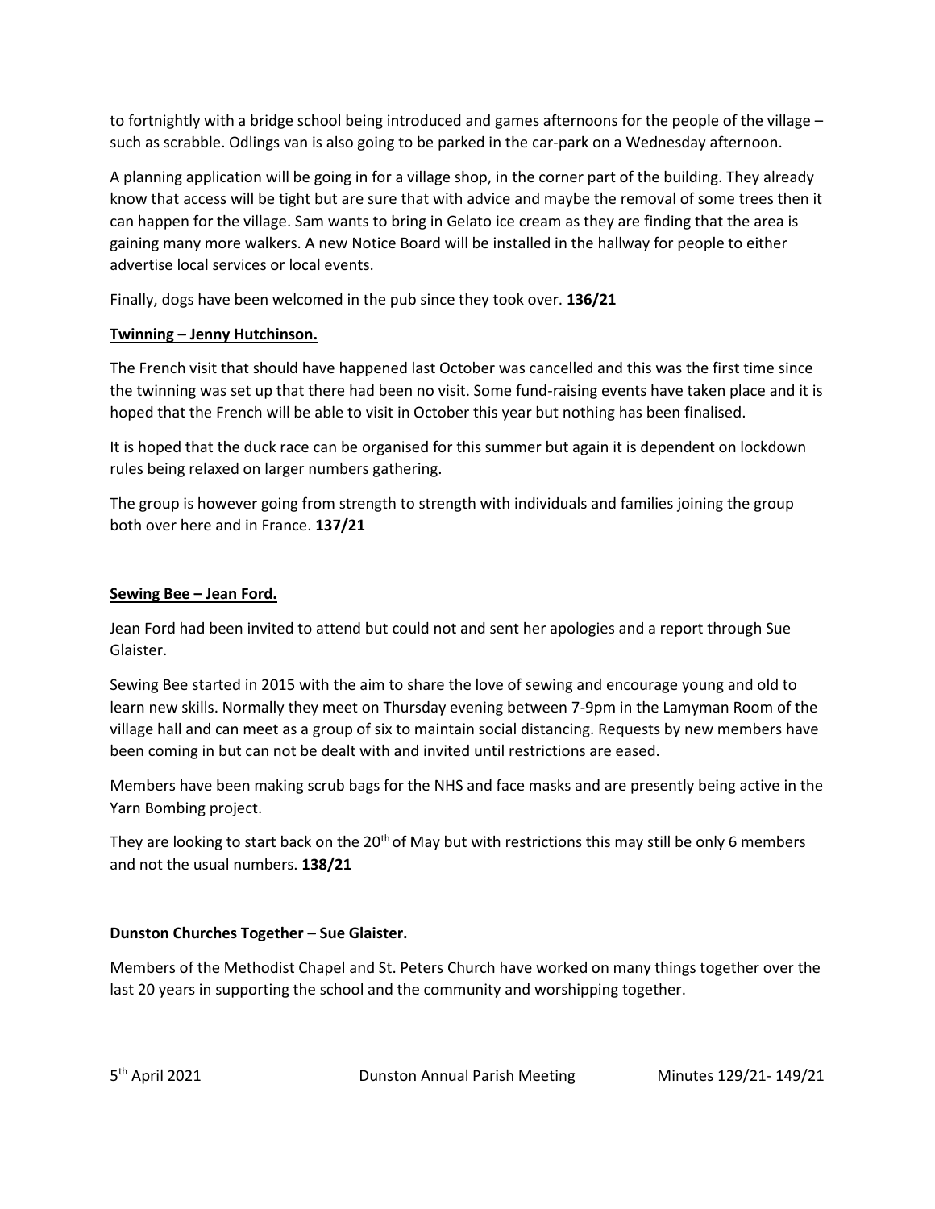to fortnightly with a bridge school being introduced and games afternoons for the people of the village – such as scrabble. Odlings van is also going to be parked in the car-park on a Wednesday afternoon.

A planning application will be going in for a village shop, in the corner part of the building. They already know that access will be tight but are sure that with advice and maybe the removal of some trees then it can happen for the village. Sam wants to bring in Gelato ice cream as they are finding that the area is gaining many more walkers. A new Notice Board will be installed in the hallway for people to either advertise local services or local events.

Finally, dogs have been welcomed in the pub since they took over. **136/21**

**Twinning – Jenny Hutchinson.**

The French visit that should have happened last October was cancelled and this was the first time since the twinning was set up that there had been no visit. Some fund-raising events have taken place and it is hoped that the French will be able to visit in October this year but nothing has been finalised.

It is hoped that the duck race can be organised for this summer but again it is dependent on lockdown rules being relaxed on larger numbers gathering.

The group is however going from strength to strength with individuals and families joining the group both over here and in France. **137/21**

**Sewing Bee – Jean Ford.**

Jean Ford had been invited to attend but could not and sent her apologies and a report through Sue Glaister.

Sewing Bee started in 2015 with the aim to share the love of sewing and encourage young and old to learn new skills. Normally they meet on Thursday evening between 7-9pm in the Lamyman Room of the village hall and can meet as a group of six to maintain social distancing. Requests by new members have been coming in but can not be dealt with and invited until restrictions are eased.

Members have been making scrub bags for the NHS and face masks and are presently being active in the Yarn Bombing project.

They are looking to start back on the 20th of May but with restrictions this may still be only 6 members and not the usual numbers. **138/21**

**Dunston Churches Together – Sue Glaister.**

Members of the Methodist Chapel and St. Peters Church have worked on many things together over the last 20 years in supporting the school and the community and worshipping together.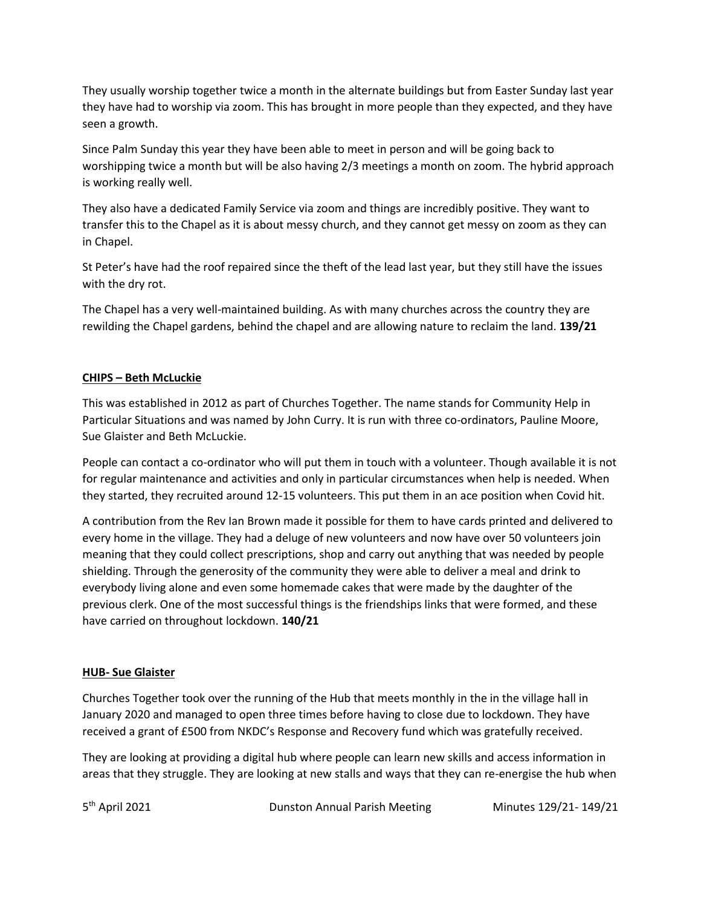They usually worship together twice a month in the alternate buildings but from Easter Sunday last year they have had to worship via zoom. This has brought in more people than they expected, and they have seen a growth.

Since Palm Sunday this year they have been able to meet in person and will be going back to worshipping twice a month but will be also having 2/3 meetings a month on zoom. The hybrid approach is working really well.

They also have a dedicated Family Service via zoom and things are incredibly positive. They want to transfer this to the Chapel as it is about messy church, and they cannot get messy on zoom as they can in Chapel.

St Peter's have had the roof repaired since the theft of the lead last year, but they still have the issues with the dry rot.

The Chapel has a very well-maintained building. As with many churches across the country they are rewilding the Chapel gardens, behind the chapel and are allowing nature to reclaim the land. **139/21**

**CHIPS – Beth McLuckie**

This was established in 2012 as part of Churches Together. The name stands for Community Help in Particular Situations and was named by John Curry. It is run with three co-ordinators, Pauline Moore, Sue Glaister and Beth McLuckie.

People can contact a co-ordinator who will put them in touch with a volunteer. Though available it is not for regular maintenance and activities and only in particular circumstances when help is needed. When they started, they recruited around 12-15 volunteers. This put them in an ace position when Covid hit.

A contribution from the Rev Ian Brown made it possible for them to have cards printed and delivered to every home in the village. They had a deluge of new volunteers and now have over 50 volunteers join meaning that they could collect prescriptions, shop and carry out anything that was needed by people shielding. Through the generosity of the community they were able to deliver a meal and drink to everybody living alone and even some homemade cakes that were made by the daughter of the previous clerk. One of the most successful things is the friendships links that were formed, and these have carried on throughout lockdown. **140/21**

**HUB- Sue Glaister**

Churches Together took over the running of the Hub that meets monthly in the in the village hall in January 2020 and managed to open three times before having to close due to lockdown. They have received a grant of £500 from NKDC's Response and Recovery fund which was gratefully received.

They are looking at providing a digital hub where people can learn new skills and access information in areas that they struggle. They are looking at new stalls and ways that they can re-energise the hub when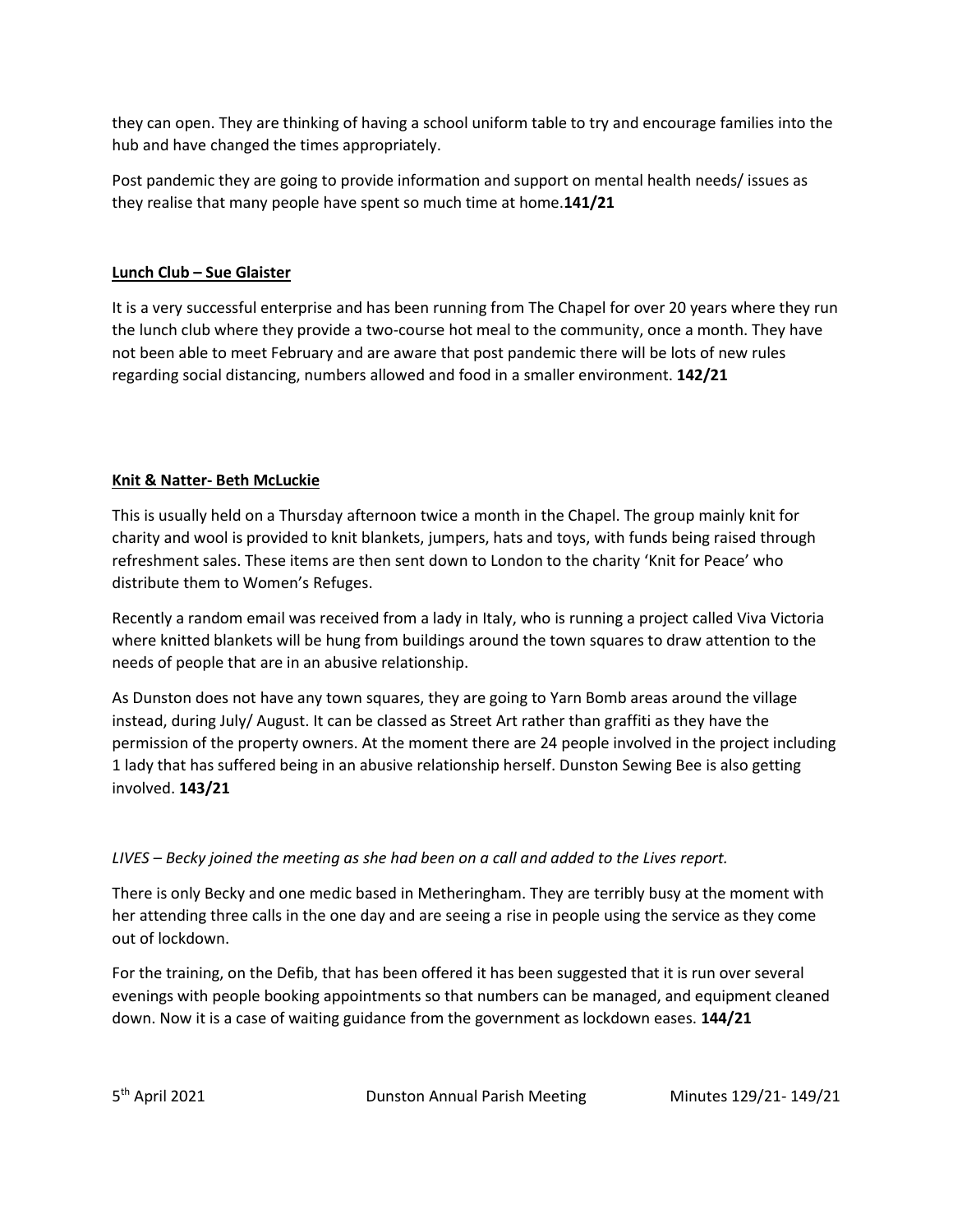they can open. They are thinking of having a school uniform table to try and encourage families into the hub and have changed the times appropriately.

Post pandemic they are going to provide information and support on mental health needs/ issues as they realise that many people have spent so much time at home.**141/21**

**Lunch Club – Sue Glaister**

It is a very successful enterprise and has been running from The Chapel for over 20 years where they run the lunch club where they provide a two-course hot meal to the community, once a month. They have not been able to meet February and are aware that post pandemic there will be lots of new rules regarding social distancing, numbers allowed and food in a smaller environment. **142/21**

**Knit & Natter- Beth McLuckie**

This is usually held on a Thursday afternoon twice a month in the Chapel. The group mainly knit for charity and wool is provided to knit blankets, jumpers, hats and toys, with funds being raised through refreshment sales. These items are then sent down to London to the charity 'Knit for Peace' who distribute them to Women's Refuges.

Recently a random email was received from a lady in Italy, who is running a project called Viva Victoria where knitted blankets will be hung from buildings around the town squares to draw attention to the needs of people that are in an abusive relationship.

As Dunston does not have any town squares, they are going to Yarn Bomb areas around the village instead, during July/ August. It can be classed as Street Art rather than graffiti as they have the permission of the property owners. At the moment there are 24 people involved in the project including 1 lady that has suffered being in an abusive relationship herself. Dunston Sewing Bee is also getting involved. **143/21**

*LIVES – Becky joined the meeting as she had been on a call and added to the Lives report.*

There is only Becky and one medic based in Metheringham. They are terribly busy at the moment with her attending three calls in the one day and are seeing a rise in people using the service as they come out of lockdown.

For the training, on the Defib, that has been offered it has been suggested that it is run over several evenings with people booking appointments so that numbers can be managed, and equipment cleaned down. Now it is a case of waiting guidance from the government as lockdown eases. **144/21**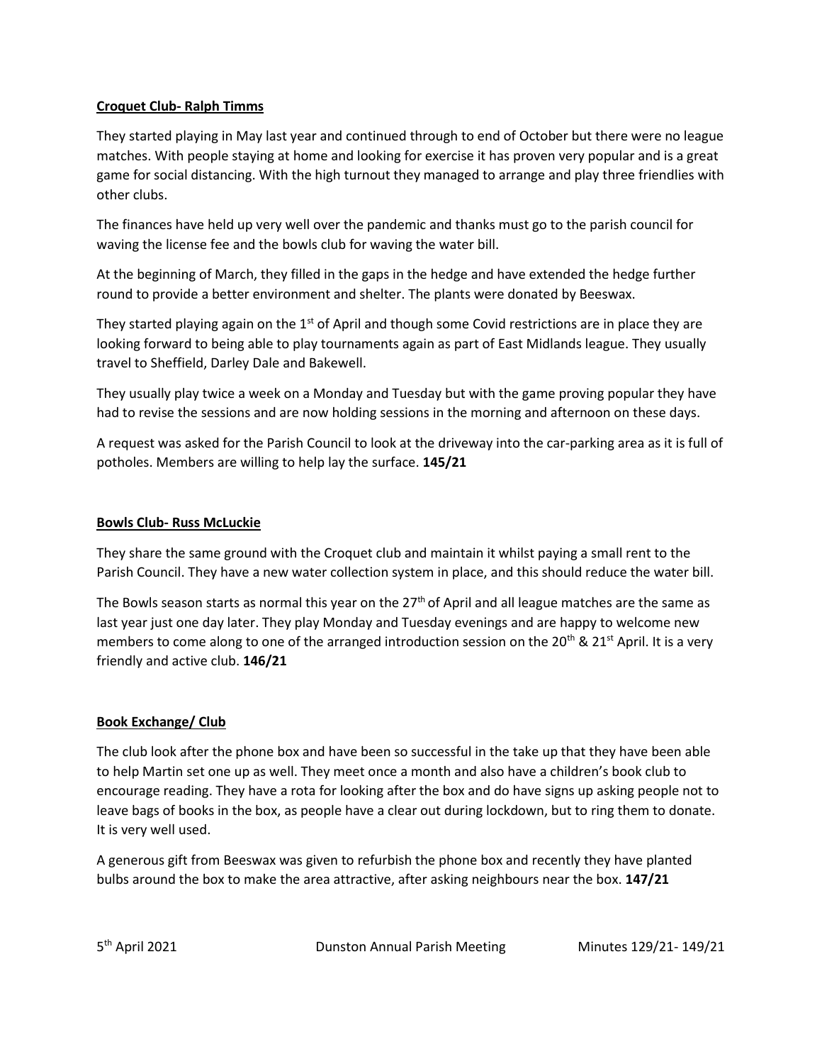**Croquet Club- Ralph Timms**

They started playing in May last year and continued through to end of October but there were no league matches. With people staying at home and looking for exercise it has proven very popular and is a great game for social distancing. With the high turnout they managed to arrange and play three friendlies with other clubs.

The finances have held up very well over the pandemic and thanks must go to the parish council for waving the license fee and the bowls club for waving the water bill.

At the beginning of March, they filled in the gaps in the hedge and have extended the hedge further round to provide a better environment and shelter. The plants were donated by Beeswax.

They started playing again on the 1st of April and though some Covid restrictions are in place they are looking forward to being able to play tournaments again as part of East Midlands league. They usually travel to Sheffield, Darley Dale and Bakewell.

They usually play twice a week on a Monday and Tuesday but with the game proving popular they have had to revise the sessions and are now holding sessions in the morning and afternoon on these days.

A request was asked for the Parish Council to look at the driveway into the car-parking area as it is full of potholes. Members are willing to help lay the surface. **145/21**

**Bowls Club- Russ McLuckie**

They share the same ground with the Croquet club and maintain it whilst paying a small rent to the Parish Council. They have a new water collection system in place, and this should reduce the water bill.

The Bowls season starts as normal this year on the 27th of April and all league matches are the same as last year just one day later. They play Monday and Tuesday evenings and are happy to welcome new members to come along to one of the arranged introduction session on the 20th & 21st April. It is a very friendly and active club. **146/21**

**Book Exchange/ Club**

The club look after the phone box and have been so successful in the take up that they have been able to help Martin set one up as well. They meet once a month and also have a children's book club to encourage reading. They have a rota for looking after the box and do have signs up asking people not to leave bags of books in the box, as people have a clear out during lockdown, but to ring them to donate. It is very well used.

A generous gift from Beeswax was given to refurbish the phone box and recently they have planted bulbs around the box to make the area attractive, after asking neighbours near the box. **147/21**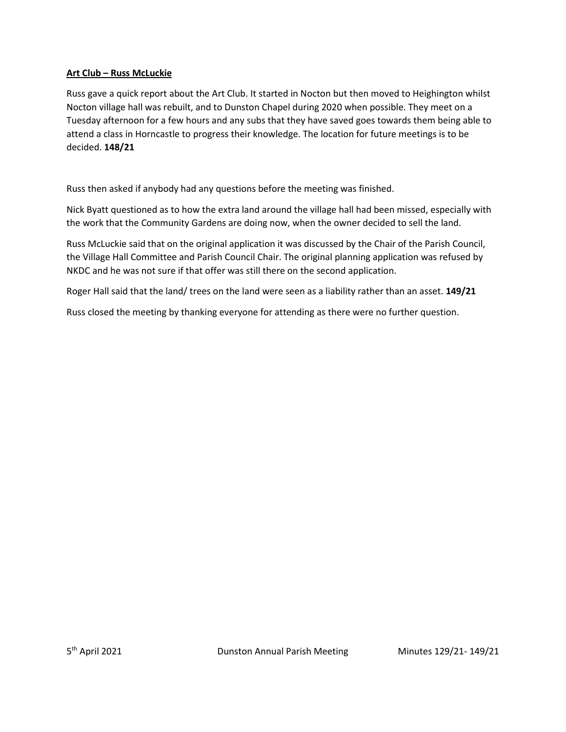**Art Club – Russ McLuckie**

Russ gave a quick report about the Art Club. It started in Nocton but then moved to Heighington whilst Nocton village hall was rebuilt, and to Dunston Chapel during 2020 when possible. They meet on a Tuesday afternoon for a few hours and any subs that they have saved goes towards them being able to attend a class in Horncastle to progress their knowledge. The location for future meetings is to be decided. **148/21**

Russ then asked if anybody had any questions before the meeting was finished.

Nick Byatt questioned as to how the extra land around the village hall had been missed, especially with the work that the Community Gardens are doing now, when the owner decided to sell the land.

Russ McLuckie said that on the original application it was discussed by the Chair of the Parish Council, the Village Hall Committee and Parish Council Chair. The original planning application was refused by NKDC and he was not sure if that offer was still there on the second application.

Roger Hall said that the land/ trees on the land were seen as a liability rather than an asset. **149/21**

Russ closed the meeting by thanking everyone for attending as there were no further question.